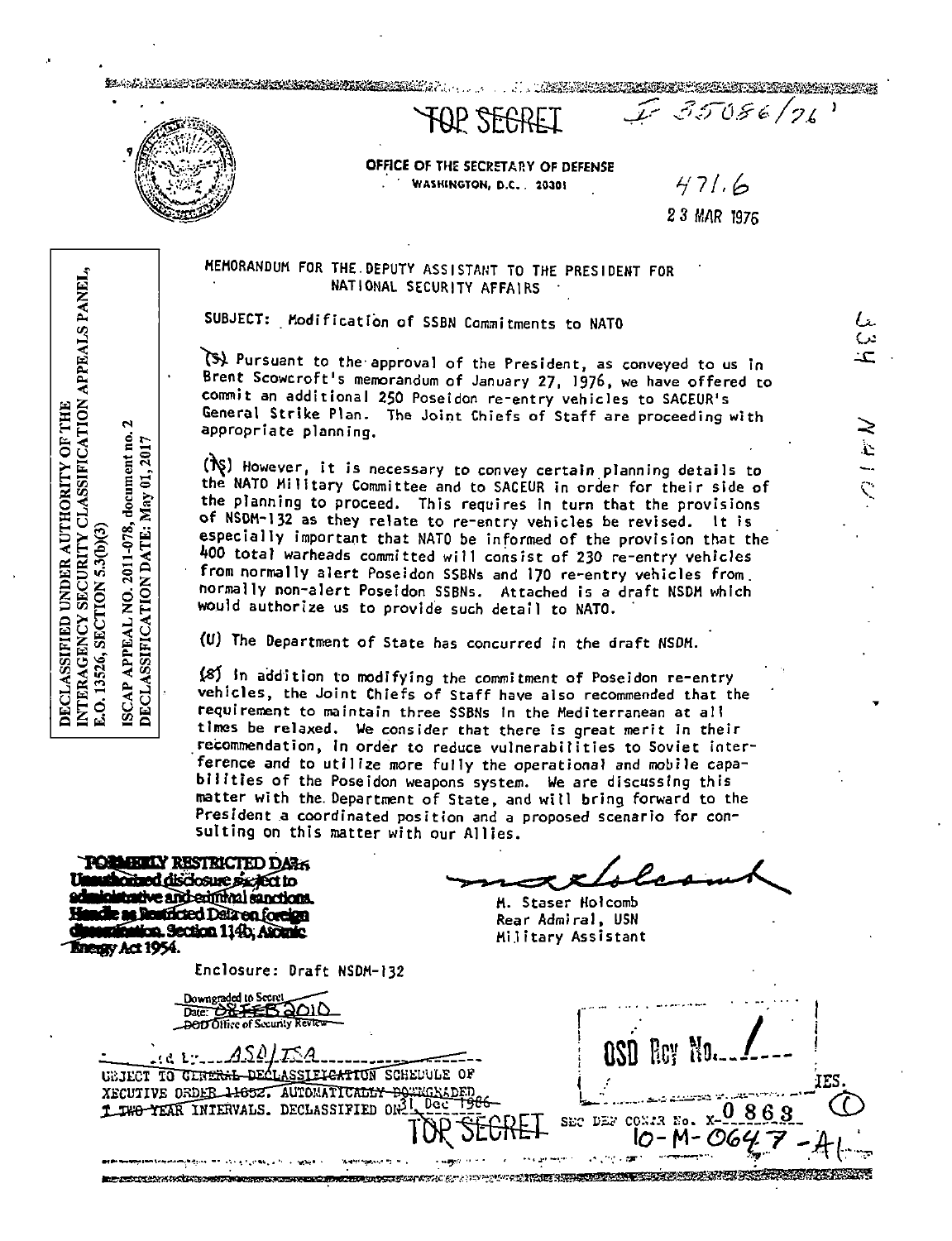TOP SECRET

I-35086/76

OFFICE OF THE SECRETARY OF DEFENSE
WASHINGTON, D.C. 20301

471.6

23 MAR 1976

DECLASSIFIED UNDER AUTHORITY OF THE INTERAGENCY SECURITY CLASSIFICATION APPEALS PANEL, E.O. 13526, SECTION 5.3(b)(3)

ISCAP APPEAL NO. 2011-078, document no. 2
DECLASSIFICATION DATE: May 01, 2017

MEMORANDUM FOR THE DEPUTY ASSISTANT TO THE PRESIDENT FOR NATIONAL SECURITY AFFAIRS

SUBJECT: Modification of SSBN Commitments to NATO

(S) Pursuant to the approval of the President, as conveyed to us in Brent Scowcroft's memorandum of January 27, 1976, we have offered to commit an additional 250 Poseidon re-entry vehicles to SACEUR's General Strike Plan. The Joint Chiefs of Staff are proceeding with appropriate planning.

(TS) However, it is necessary to convey certain planning details to the NATO Military Committee and to SACEUR in order for their side of the planning to proceed. This requires in turn that the provisions of NSDM-132 as they relate to re-entry vehicles be revised. It is especially important that NATO be informed of the provision that the 400 total warheads committed will consist of 230 re-entry vehicles from normally alert Poseidon SSBNs and 170 re-entry vehicles from normally non-alert Poseidon SSBNs. Attached is a draft NSDM which would authorize us to provide such detail to NATO.

(U) The Department of State has concurred in the draft NSDM.

(S) In addition to modifying the commitment of Poseidon re-entry vehicles, the Joint Chiefs of Staff have also recommended that the requirement to maintain three SSBNs in the Mediterranean at all times be relaxed. We consider that there is great merit in their recommendation, in order to reduce vulnerabilities to Soviet interference and to utilize more fully the operational and mobile capabilities of the Poseidon weapons system. We are discussing this matter with the Department of State, and will bring forward to the President a coordinated position and a proposed scenario for consulting on this matter with our Allies.

FORMERLY RESTRICTED DATA
Unauthorized disclosure subject to administrative and criminal sanctions. Handle as Restricted Data in foreign dissemination. Section 144b, Atomic Energy Act 1954.

M. Staser Holcomb
Rear Admiral, USN
Military Assistant

Enclosure: Draft NSDM-132

Downgraded to Secret
Date: 08 FEB 2010
DOD Office of Security Review

...d by ASD/ISA
SUBJECT TO GENERAL DECLASSIFICATION SCHEDULE OF EXECUTIVE ORDER 11652. AUTOMATICALLY DOWNGRADED AT TWO YEAR INTERVALS. DECLASSIFIED ON 31 Dec 1986

TOP SECRET

OSD Rcy No. 1

SEC DEF CONTR No. X-0863

10-M-0647-A1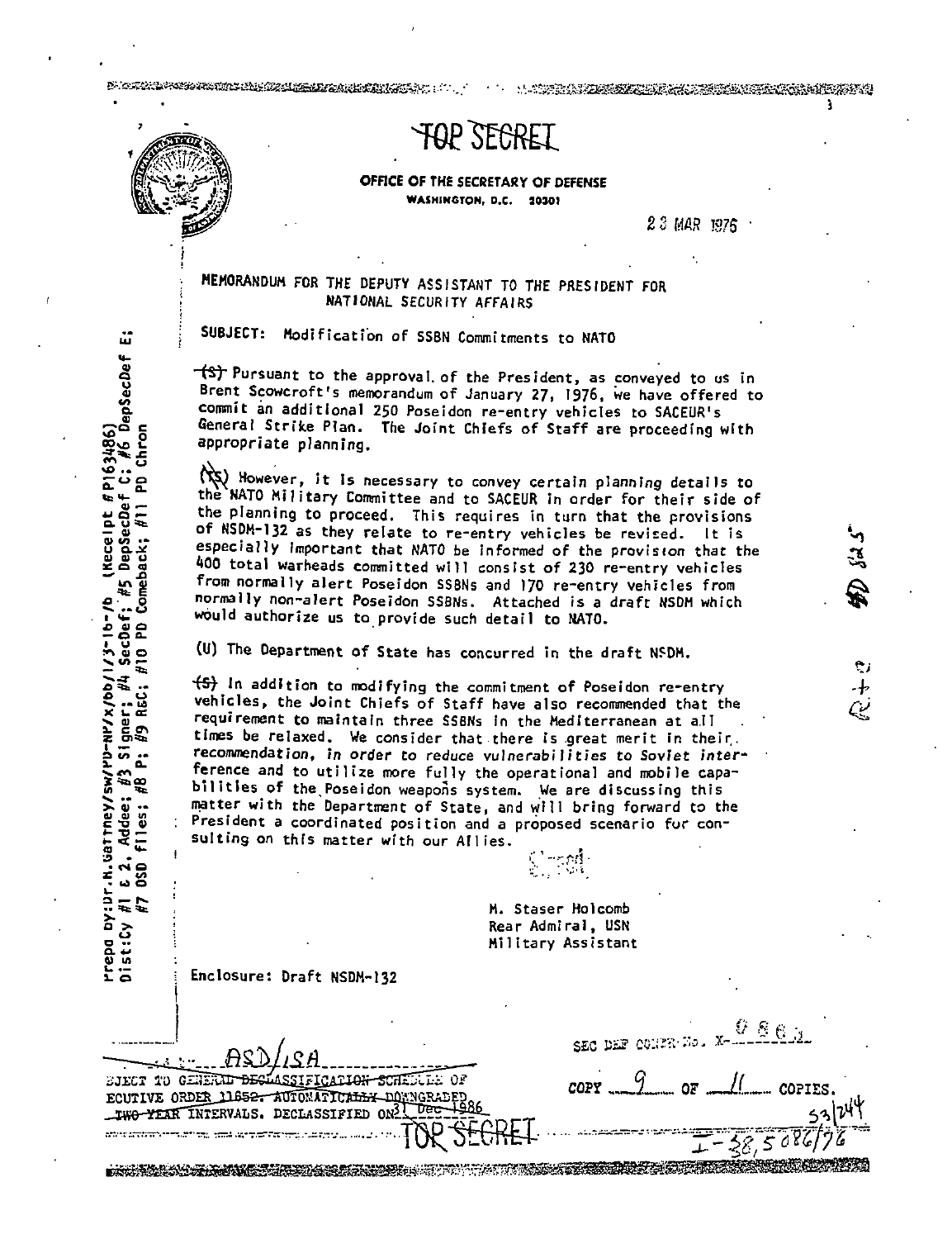TOP SECRET

**OFFICE OF THE SECRETARY OF DEFENSE**
WASHINGTON, D.C. 20301

23 MAR 1976

MEMORANDUM FOR THE DEPUTY ASSISTANT TO THE PRESIDENT FOR NATIONAL SECURITY AFFAIRS

SUBJECT: Modification of SSBN Commitments to NATO

(S) Pursuant to the approval of the President, as conveyed to us in Brent Scowcroft's memorandum of January 27, 1976, we have offered to commit an additional 250 Poseidon re-entry vehicles to SACEUR's General Strike Plan. The Joint Chiefs of Staff are proceeding with appropriate planning.

(TS) However, it is necessary to convey certain planning details to the NATO Military Committee and to SACEUR in order for their side of the planning to proceed. This requires in turn that the provisions of NSDM-132 as they relate to re-entry vehicles be revised. It is especially important that NATO be informed of the provision that the 400 total warheads committed will consist of 230 re-entry vehicles from normally alert Poseidon SSBNs and 170 re-entry vehicles from normally non-alert Poseidon SSBNs. Attached is a draft NSDM which would authorize us to provide such detail to NATO.

(U) The Department of State has concurred in the draft NSDM.

(S) In addition to modifying the commitment of Poseidon re-entry vehicles, the Joint Chiefs of Staff have also recommended that the requirement to maintain three SSBNs in the Mediterranean at all times be relaxed. We consider that there is great merit in their recommendation, in order to reduce vulnerabilities to Soviet interference and to utilize more fully the operational and mobile capabilities of the Poseidon weapons system. We are discussing this matter with the Department of State, and will bring forward to the President a coordinated position and a proposed scenario for consulting on this matter with our Allies.

Signed

M. Staser Holcomb
Rear Admiral, USN
Military Assistant

Enclosure: Draft NSDM-132

Prepd by: Dr. H. Gaffney/sw/PD-NP/x/bb/1/3-16-76 (Receipt #P163486)
Dist: Cy #1 & 2, Addee; #3 Signer; #4 SecDef; #5 DepSecDef C; #6 DepSecDef E; #7 OSD files; #8 P; #9 R&C; #10 PD Comeback; #11 PD Chron

ASD/ISA

SUBJECT TO GENERAL DECLASSIFICATION SCHEDULE OF EXECUTIVE ORDER 11652. AUTOMATICALLY DOWNGRADED TWO YEAR INTERVALS. DECLASSIFIED ON 31 Dec 1986

SEC DEF CONTR No. X-0860

COPY 9 OF 11 COPIES.

53/244

I-38,508/76

TOP SECRET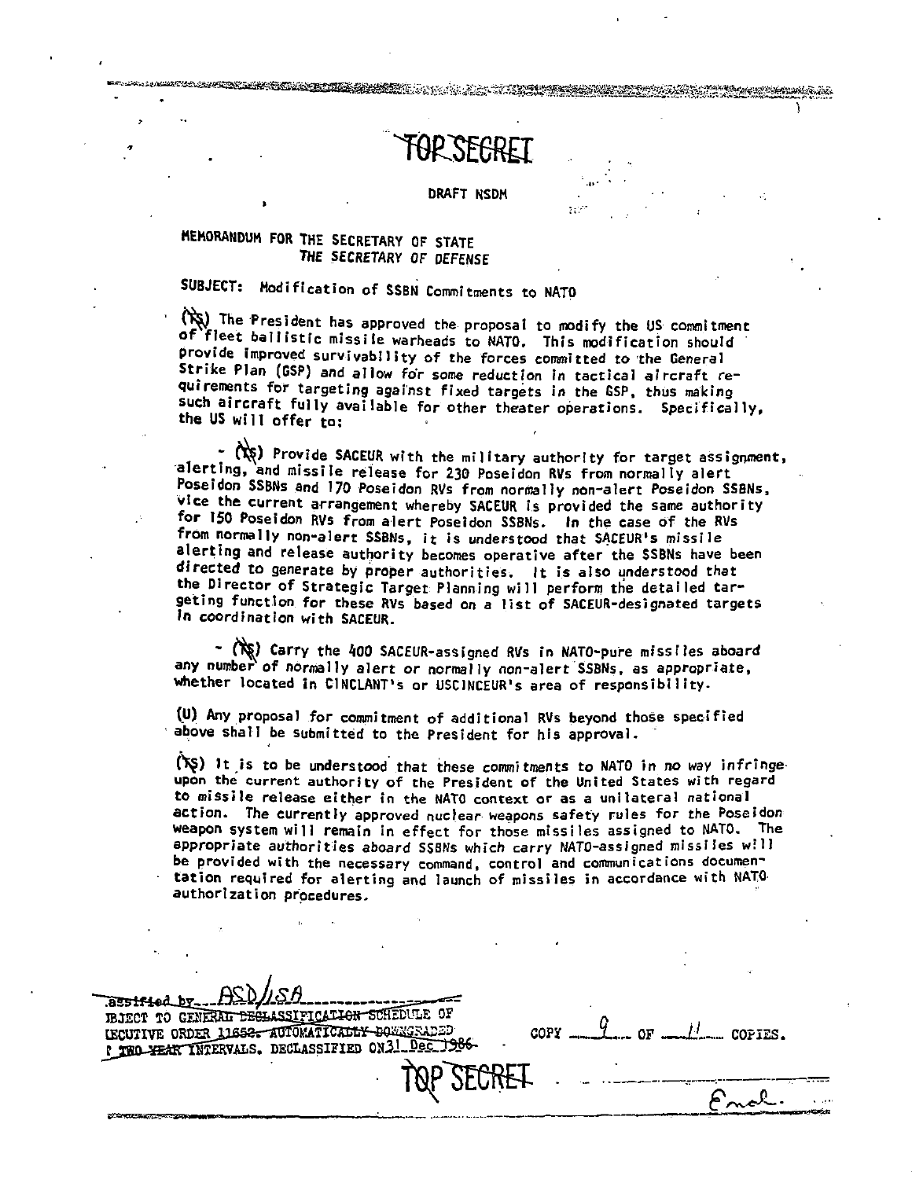TOP SECRET

DRAFT NSDM

MEMORANDUM FOR THE SECRETARY OF STATE
THE SECRETARY OF DEFENSE

SUBJECT: Modification of SSBN Commitments to NATO

(TS) The President has approved the proposal to modify the US commitment of fleet ballistic missile warheads to NATO. This modification should provide improved survivability of the forces committed to the General Strike Plan (GSP) and allow for some reduction in tactical aircraft requirements for targeting against fixed targets in the GSP, thus making such aircraft fully available for other theater operations. Specifically, the US will offer to:

- (TS) Provide SACEUR with the military authority for target assignment, alerting, and missile release for 230 Poseidon RVs from normally alert Poseidon SSBNs and 170 Poseidon RVs from normally non-alert Poseidon SSBNs, vice the current arrangement whereby SACEUR is provided the same authority for 150 Poseidon RVs from alert Poseidon SSBNs. In the case of the RVs from normally non-alert SSBNs, it is understood that SACEUR's missile alerting and release authority becomes operative after the SSBNs have been directed to generate by proper authorities. It is also understood that the Director of Strategic Target Planning will perform the detailed targeting function for these RVs based on a list of SACEUR-designated targets in coordination with SACEUR.

- (TS) Carry the 400 SACEUR-assigned RVs in NATO-pure missiles aboard any number of normally alert or normally non-alert SSBNs, as appropriate, whether located in CINCLANT's or USCINCEUR's area of responsibility.

(U) Any proposal for commitment of additional RVs beyond those specified above shall be submitted to the President for his approval.

(TS) It is to be understood that these commitments to NATO in no way infringe upon the current authority of the President of the United States with regard to missile release either in the NATO context or as a unilateral national action. The currently approved nuclear weapons safety rules for the Poseidon weapon system will remain in effect for those missiles assigned to NATO. The appropriate authorities aboard SSBNs which carry NATO-assigned missiles will be provided with the necessary command, control and communications documentation required for alerting and launch of missiles in accordance with NATO authorization procedures.

~~assified by~~ ASD/ISA
~~BJECT TO GENERAL DECLASSIFICATION SCHEDULE OF~~
~~ECUTIVE ORDER 11652. AUTOMATICALLY DOWNGRADED~~
~~TWO YEAR INTERVALS. DECLASSIFIED ON 31 Dec 1986~~

COPY 9 OF 11 COPIES.

TOP SECRET

Encl.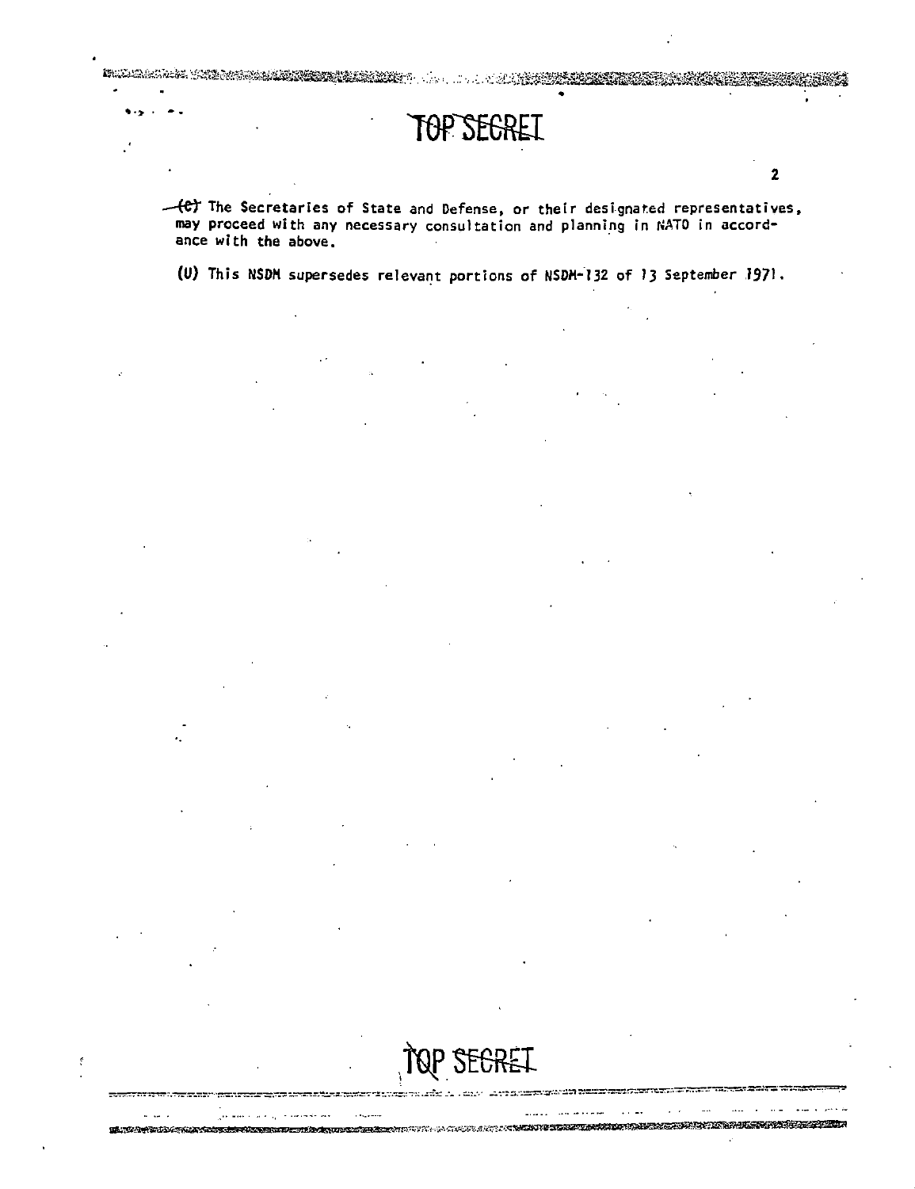TOP SECRET

~~(C)~~ The Secretaries of State and Defense, or their designated representatives, may proceed with any necessary consultation and planning in NATO in accordance with the above.

(U) This NSDM supersedes relevant portions of NSDM-132 of 13 September 1971.

TOP SECRET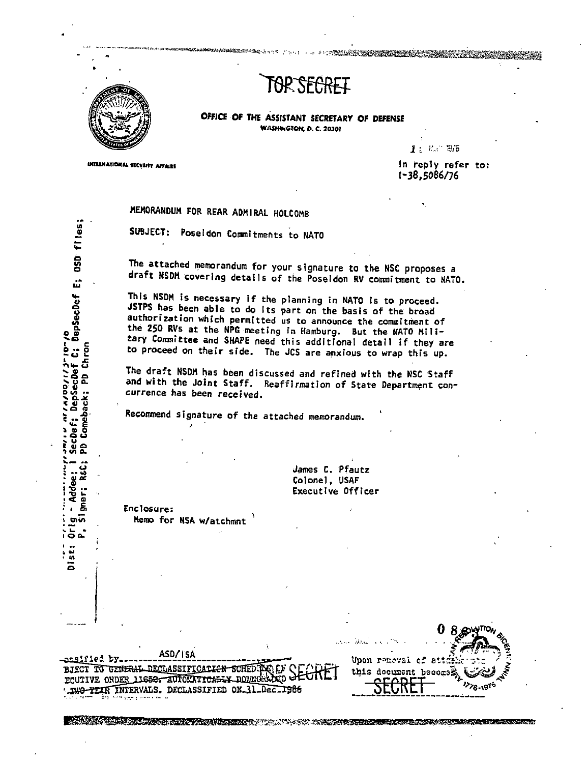TOP SECRET

OFFICE OF THE ASSISTANT SECRETARY OF DEFENSE
WASHINGTON, D. C. 20301

INTERNATIONAL SECURITY AFFAIRS

1 MAY 1976

In reply refer to:
I-38,5086/76

MEMORANDUM FOR REAR ADMIRAL HOLCOMB

SUBJECT: Poseidon Commitments to NATO

The attached memorandum for your signature to the NSC proposes a draft NSDM covering details of the Poseidon RV commitment to NATO.

This NSDM is necessary if the planning in NATO is to proceed. JSTPS has been able to do its part on the basis of the broad authorization which permitted us to announce the commitment of the 250 RVs at the NPG meeting in Hamburg. But the NATO Military Committee and SHAPE need this additional detail if they are to proceed on their side. The JCS are anxious to wrap this up.

The draft NSDM has been discussed and refined with the NSC Staff and with the Joint Staff. Reaffirmation of State Department concurrence has been received.

Recommend signature of the attached memorandum.

James C. Pfautz
Colonel, USAF
Executive Officer

Enclosure:
Memo for NSA w/atchmnt

Dist: Orig - Addee; 1 SecDef; DepSecDef; DepSecDef C; DepSecDef E; OSD files; P, Signer; R&C; PD Comeback; PD Chron

Classified by ASD/ISA
SUBJECT TO GENERAL DECLASSIFICATION SCHEDULE OF EXECUTIVE ORDER 11652. AUTOMATICALLY DOWNGRADED AT TWO YEAR INTERVALS. DECLASSIFIED ON 31 Dec 1986

Upon removal of attachments this document becomes SECRET

TOP SECRET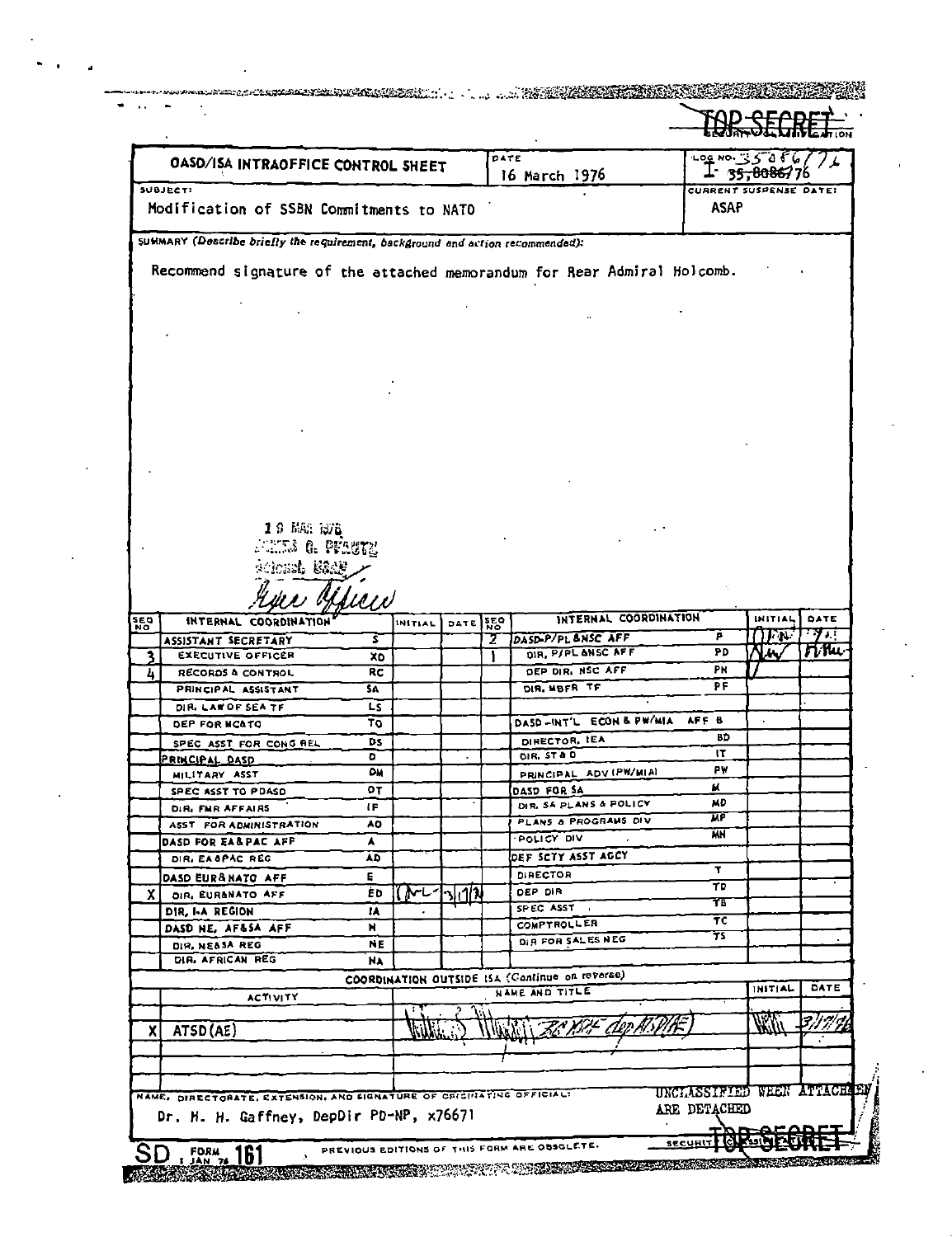TOP SECRET

SECURITY CLASSIFICATION

| OASD/ISA INTRAOFFICE CONTROL SHEET | DATE 16 March 1976 | LOG NO. 35 886/76 I-35,8086/76 |
|---|---|---|
| SUBJECT: Modification of SSBN Commitments to NATO | | CURRENT SUSPENSE DATE: ASAP |

SUMMARY *(Describe briefly the requirement, background and action recommended)*:

Recommend signature of the attached memorandum for Rear Admiral Holcomb.

19 MAR 1976
JAMES G. PFAUTZ
Colonel, USAF
Exec Officer

| SEQ NO | INTERNAL COORDINATION | | INITIAL | DATE | SEQ NO | INTERNAL COORDINATION | | INITIAL | DATE |
|---|---|---|---|---|---|---|---|---|---|
| | ASSISTANT SECRETARY | S | | | 2 | DASD-P/PL&NSC AFF | P | | |
| 3 | EXECUTIVE OFFICER | XO | | | 1 | DIR, P/PL&NSC AFF | PD | | |
| 4 | RECORDS & CONTROL | RC | | | | DEP DIR, NSC AFF | PN | | |
| | PRINCIPAL ASSISTANT | SA | | | | DIR, MBFR TF | PF | | |
| | DIR, LAW OF SEA TF | LS | | | | | | | |
| | DEP FOR MCATO | TO | | | | DASD-INT'L ECON & PW/MIA AFF | B | | |
| | SPEC ASST FOR CONG REL | DS | | | | DIRECTOR, IEA | BD | | |
| | PRINCIPAL DASD | D | | | | DIR, ST&D | IT | | |
| | MILITARY ASST | DM | | | | PRINCIPAL ADV (PW/MIA) | PW | | |
| | SPEC ASST TO PDASD | DT | | | | DASD FOR SA | M | | |
| | DIR, FMR AFFAIRS | IF | | | | DIR, SA PLANS & POLICY | MD | | |
| | ASST FOR ADMINISTRATION | AO | | | | PLANS & PROGRAMS DIV | MP | | |
| | DASD FOR EA&PAC AFF | A | | | | POLICY DIV | MN | | |
| | DIR, EA&PAC REG | AD | | | | DEF SCTY ASST AGCY | | | |
| | DASD EUR&NATO AFF | E | | | | DIRECTOR | T | | |
| X | DIR, EUR&NATO AFF | ED | | 3/17 | | DEP DIR | TD | | |
| | DIR, I-A REGION | IA | | | | SPEC ASST | TB | | |
| | DASD NE, AF&SA AFF | N | | | | COMPTROLLER | TC | | |
| | DIR, NE&SA REG | NE | | | | DIR FOR SALES NEG | TS | | |
| | DIR, AFRICAN REG | NA | | | | | | | |

COORDINATION OUTSIDE ISA *(Continue on reverse)*

| | ACTIVITY | NAME AND TITLE | INITIAL | DATE |
|---|---|---|---|---|
| X | ATSD(AE) | 3/17/76 Dep ATSD(AE) | | 3/17/76 |
| | | | | |
| | | | | |

NAME, DIRECTORATE, EXTENSION, AND SIGNATURE OF ORIGINATING OFFICIAL:

Dr. M. H. Gaffney, DepDir PD-NP, x76671

UNCLASSIFIED WHEN ATTACHMENTS ARE DETACHED

SD FORM 161, JAN 74 — PREVIOUS EDITIONS OF THIS FORM ARE OBSOLETE.

SECURITY CLASSIFICATION TOP SECRET